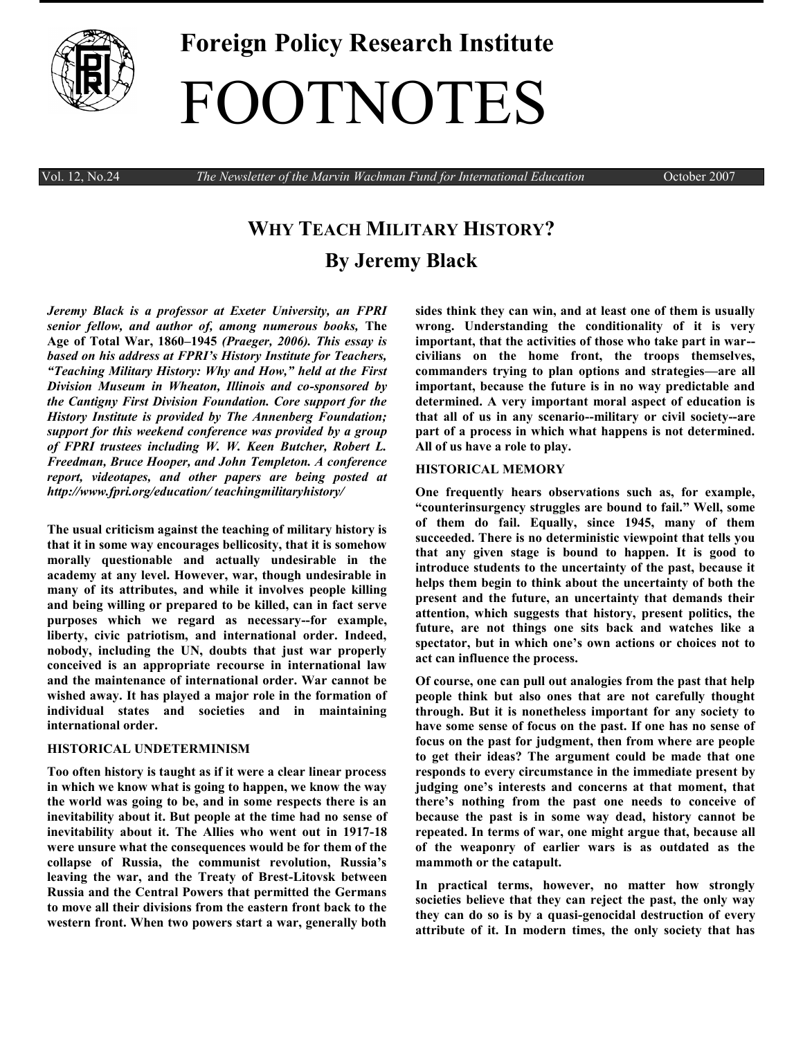# Foreign Policy Research Institute

# FOOTNOTES

Vol. 12, No.24 *The Newsletter of the Marvin Wachman Fund for International Education* October 2007

## WHY TEACH MILITARY HISTORY?

## By Jeremy Black

***Jeremy Black is a professor at Exeter University, an FPRI senior fellow, and author of, among numerous books,* The Age of Total War, 1860–1945 *(Praeger, 2006). This essay is based on his address at FPRI's History Institute for Teachers, "Teaching Military History: Why and How," held at the First Division Museum in Wheaton, Illinois and co-sponsored by the Cantigny First Division Foundation. Core support for the History Institute is provided by The Annenberg Foundation; support for this weekend conference was provided by a group of FPRI trustees including W. W. Keen Butcher, Robert L. Freedman, Bruce Hooper, and John Templeton. A conference report, videotapes, and other papers are being posted at http://www.fpri.org/education/ teachingmilitaryhistory/***

**The usual criticism against the teaching of military history is that it in some way encourages bellicosity, that it is somehow morally questionable and actually undesirable in the academy at any level. However, war, though undesirable in many of its attributes, and while it involves people killing and being willing or prepared to be killed, can in fact serve purposes which we regard as necessary--for example, liberty, civic patriotism, and international order. Indeed, nobody, including the UN, doubts that just war properly conceived is an appropriate recourse in international law and the maintenance of international order. War cannot be wished away. It has played a major role in the formation of individual states and societies and in maintaining international order.**

### HISTORICAL UNDETERMINISM

**Too often history is taught as if it were a clear linear process in which we know what is going to happen, we know the way the world was going to be, and in some respects there is an inevitability about it. But people at the time had no sense of inevitability about it. The Allies who went out in 1917-18 were unsure what the consequences would be for them of the collapse of Russia, the communist revolution, Russia's leaving the war, and the Treaty of Brest-Litovsk between Russia and the Central Powers that permitted the Germans to move all their divisions from the eastern front back to the western front. When two powers start a war, generally both sides think they can win, and at least one of them is usually wrong. Understanding the conditionality of it is very important, that the activities of those who take part in war--civilians on the home front, the troops themselves, commanders trying to plan options and strategies—are all important, because the future is in no way predictable and determined. A very important moral aspect of education is that all of us in any scenario--military or civil society--are part of a process in which what happens is not determined. All of us have a role to play.**

### HISTORICAL MEMORY

**One frequently hears observations such as, for example, "counterinsurgency struggles are bound to fail." Well, some of them do fail. Equally, since 1945, many of them succeeded. There is no deterministic viewpoint that tells you that any given stage is bound to happen. It is good to introduce students to the uncertainty of the past, because it helps them begin to think about the uncertainty of both the present and the future, an uncertainty that demands their attention, which suggests that history, present politics, the future, are not things one sits back and watches like a spectator, but in which one's own actions or choices not to act can influence the process.**

**Of course, one can pull out analogies from the past that help people think but also ones that are not carefully thought through. But it is nonetheless important for any society to have some sense of focus on the past. If one has no sense of focus on the past for judgment, then from where are people to get their ideas? The argument could be made that one responds to every circumstance in the immediate present by judging one's interests and concerns at that moment, that there's nothing from the past one needs to conceive of because the past is in some way dead, history cannot be repeated. In terms of war, one might argue that, because all of the weaponry of earlier wars is as outdated as the mammoth or the catapult.**

**In practical terms, however, no matter how strongly societies believe that they can reject the past, the only way they can do so is by a quasi-genocidal destruction of every attribute of it. In modern times, the only society that has**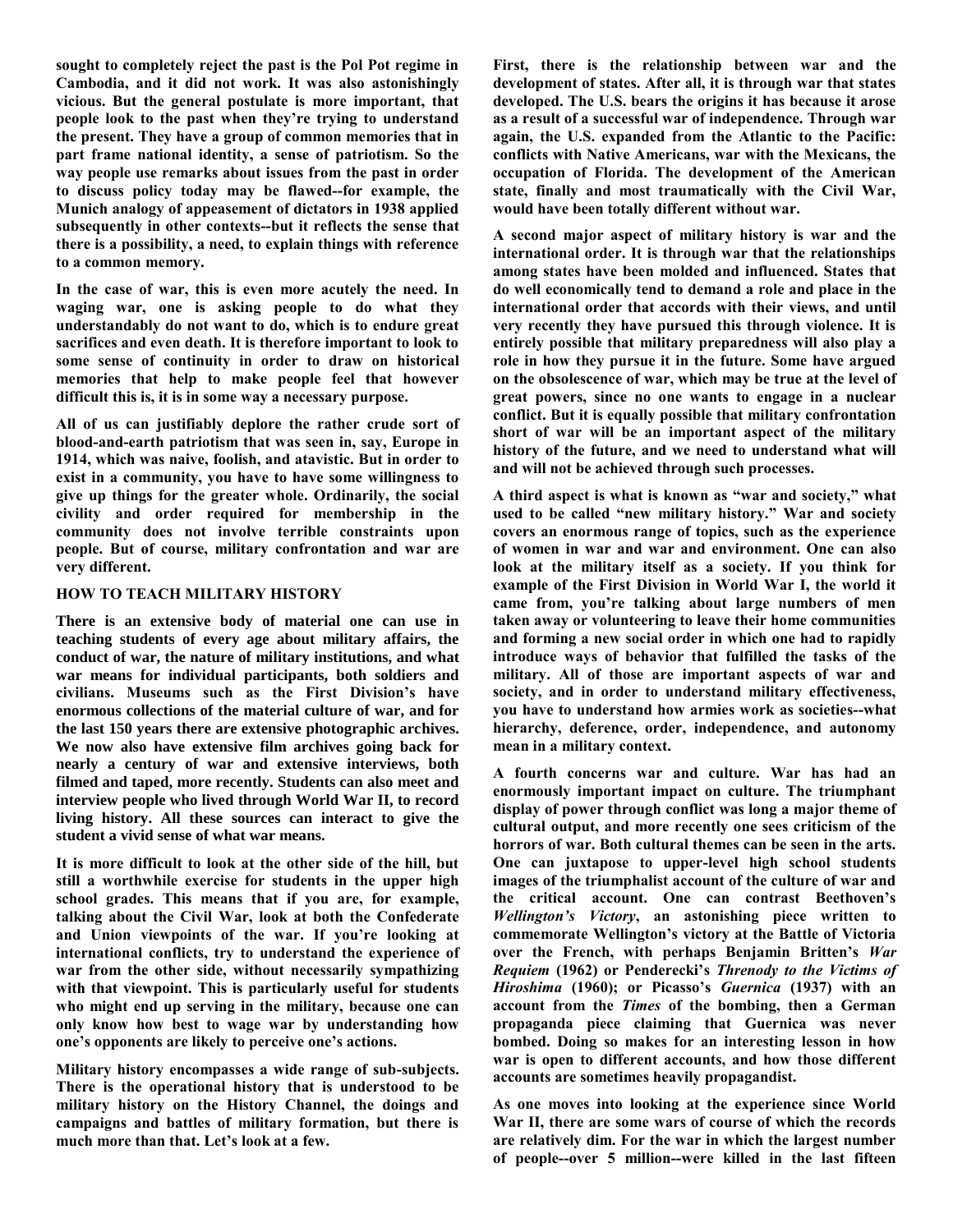sought to completely reject the past is the Pol Pot regime in Cambodia, and it did not work. It was also astonishingly vicious. But the general postulate is more important, that people look to the past when they're trying to understand the present. They have a group of common memories that in part frame national identity, a sense of patriotism. So the way people use remarks about issues from the past in order to discuss policy today may be flawed--for example, the Munich analogy of appeasement of dictators in 1938 applied subsequently in other contexts--but it reflects the sense that there is a possibility, a need, to explain things with reference to a common memory.

In the case of war, this is even more acutely the need. In waging war, one is asking people to do what they understandably do not want to do, which is to endure great sacrifices and even death. It is therefore important to look to some sense of continuity in order to draw on historical memories that help to make people feel that however difficult this is, it is in some way a necessary purpose.

All of us can justifiably deplore the rather crude sort of blood-and-earth patriotism that was seen in, say, Europe in 1914, which was naive, foolish, and atavistic. But in order to exist in a community, you have to have some willingness to give up things for the greater whole. Ordinarily, the social civility and order required for membership in the community does not involve terrible constraints upon people. But of course, military confrontation and war are very different.

## HOW TO TEACH MILITARY HISTORY

There is an extensive body of material one can use in teaching students of every age about military affairs, the conduct of war, the nature of military institutions, and what war means for individual participants, both soldiers and civilians. Museums such as the First Division's have enormous collections of the material culture of war, and for the last 150 years there are extensive photographic archives. We now also have extensive film archives going back for nearly a century of war and extensive interviews, both filmed and taped, more recently. Students can also meet and interview people who lived through World War II, to record living history. All these sources can interact to give the student a vivid sense of what war means.

It is more difficult to look at the other side of the hill, but still a worthwhile exercise for students in the upper high school grades. This means that if you are, for example, talking about the Civil War, look at both the Confederate and Union viewpoints of the war. If you're looking at international conflicts, try to understand the experience of war from the other side, without necessarily sympathizing with that viewpoint. This is particularly useful for students who might end up serving in the military, because one can only know how best to wage war by understanding how one's opponents are likely to perceive one's actions.

Military history encompasses a wide range of sub-subjects. There is the operational history that is understood to be military history on the History Channel, the doings and campaigns and battles of military formation, but there is much more than that. Let's look at a few.

First, there is the relationship between war and the development of states. After all, it is through war that states developed. The U.S. bears the origins it has because it arose as a result of a successful war of independence. Through war again, the U.S. expanded from the Atlantic to the Pacific: conflicts with Native Americans, war with the Mexicans, the occupation of Florida. The development of the American state, finally and most traumatically with the Civil War, would have been totally different without war.

A second major aspect of military history is war and the international order. It is through war that the relationships among states have been molded and influenced. States that do well economically tend to demand a role and place in the international order that accords with their views, and until very recently they have pursued this through violence. It is entirely possible that military preparedness will also play a role in how they pursue it in the future. Some have argued on the obsolescence of war, which may be true at the level of great powers, since no one wants to engage in a nuclear conflict. But it is equally possible that military confrontation short of war will be an important aspect of the military history of the future, and we need to understand what will and will not be achieved through such processes.

A third aspect is what is known as "war and society," what used to be called "new military history." War and society covers an enormous range of topics, such as the experience of women in war and war and environment. One can also look at the military itself as a society. If you think for example of the First Division in World War I, the world it came from, you're talking about large numbers of men taken away or volunteering to leave their home communities and forming a new social order in which one had to rapidly introduce ways of behavior that fulfilled the tasks of the military. All of those are important aspects of war and society, and in order to understand military effectiveness, you have to understand how armies work as societies--what hierarchy, deference, order, independence, and autonomy mean in a military context.

A fourth concerns war and culture. War has had an enormously important impact on culture. The triumphant display of power through conflict was long a major theme of cultural output, and more recently one sees criticism of the horrors of war. Both cultural themes can be seen in the arts. One can juxtapose to upper-level high school students images of the triumphalist account of the culture of war and the critical account. One can contrast Beethoven's *Wellington's Victory*, an astonishing piece written to commemorate Wellington's victory at the Battle of Victoria over the French, with perhaps Benjamin Britten's *War Requiem* (1962) or Penderecki's *Threnody to the Victims of Hiroshima* (1960); or Picasso's *Guernica* (1937) with an account from the *Times* of the bombing, then a German propaganda piece claiming that Guernica was never bombed. Doing so makes for an interesting lesson in how war is open to different accounts, and how those different accounts are sometimes heavily propagandist.

As one moves into looking at the experience since World War II, there are some wars of course of which the records are relatively dim. For the war in which the largest number of people--over 5 million--were killed in the last fifteen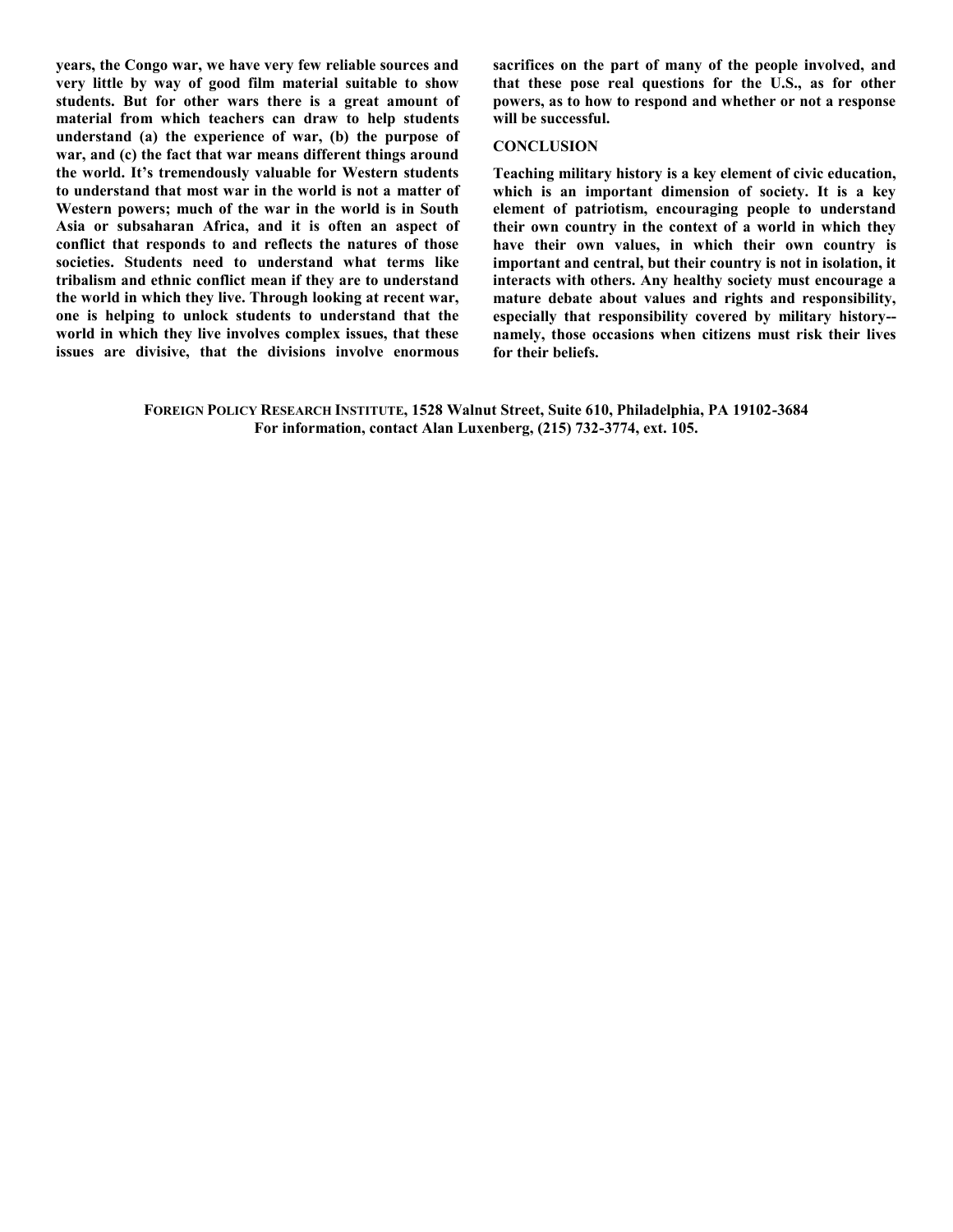**years, the Congo war, we have very few reliable sources and very little by way of good film material suitable to show students. But for other wars there is a great amount of material from which teachers can draw to help students understand (a) the experience of war, (b) the purpose of war, and (c) the fact that war means different things around the world. It's tremendously valuable for Western students to understand that most war in the world is not a matter of Western powers; much of the war in the world is in South Asia or subsaharan Africa, and it is often an aspect of conflict that responds to and reflects the natures of those societies. Students need to understand what terms like tribalism and ethnic conflict mean if they are to understand the world in which they live. Through looking at recent war, one is helping to unlock students to understand that the world in which they live involves complex issues, that these issues are divisive, that the divisions involve enormous sacrifices on the part of many of the people involved, and that these pose real questions for the U.S., as for other powers, as to how to respond and whether or not a response will be successful.**

## CONCLUSION

**Teaching military history is a key element of civic education, which is an important dimension of society. It is a key element of patriotism, encouraging people to understand their own country in the context of a world in which they have their own values, in which their own country is important and central, but their country is not in isolation, it interacts with others. Any healthy society must encourage a mature debate about values and rights and responsibility, especially that responsibility covered by military history--namely, those occasions when citizens must risk their lives for their beliefs.**

**FOREIGN POLICY RESEARCH INSTITUTE, 1528 Walnut Street, Suite 610, Philadelphia, PA 19102-3684**
**For information, contact Alan Luxenberg, (215) 732-3774, ext. 105.**